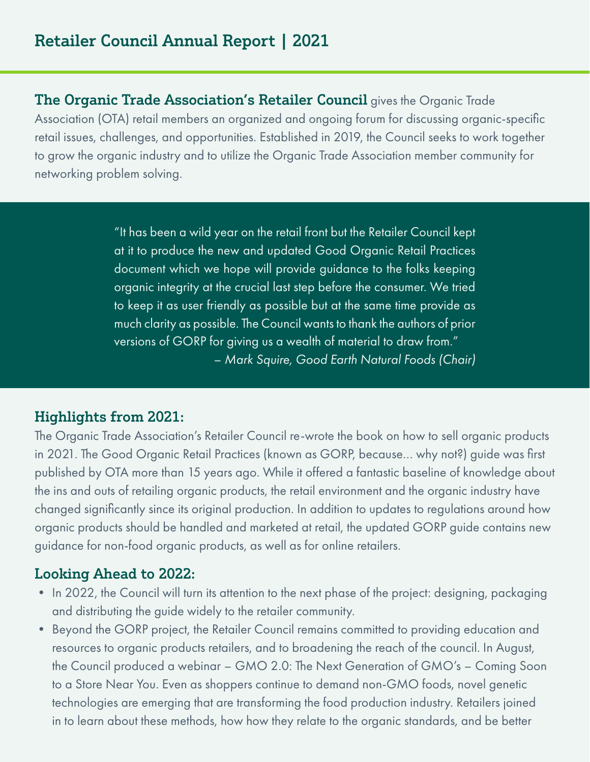# Retailer Council Annual Report | 2021

**The Organic Trade Association's Retailer Council** gives the Organic Trade Association (OTA) retail members an organized and ongoing forum for discussing organic-specific retail issues, challenges, and opportunities. Established in 2019, the Council seeks to work together to grow the organic industry and to utilize the Organic Trade Association member community for networking problem solving.

> "It has been a wild year on the retail front but the Retailer Council kept at it to produce the new and updated Good Organic Retail Practices document which we hope will provide guidance to the folks keeping organic integrity at the crucial last step before the consumer. We tried to keep it as user friendly as possible but at the same time provide as much clarity as possible. The Council wants to thank the authors of prior versions of GORP for giving us a wealth of material to draw from."
>
> *– Mark Squire, Good Earth Natural Foods (Chair)*

## Highlights from 2021:

The Organic Trade Association's Retailer Council re-wrote the book on how to sell organic products in 2021. The Good Organic Retail Practices (known as GORP, because... why not?) guide was first published by OTA more than 15 years ago. While it offered a fantastic baseline of knowledge about the ins and outs of retailing organic products, the retail environment and the organic industry have changed significantly since its original production. In addition to updates to regulations around how organic products should be handled and marketed at retail, the updated GORP guide contains new guidance for non-food organic products, as well as for online retailers.

## Looking Ahead to 2022:

- In 2022, the Council will turn its attention to the next phase of the project: designing, packaging and distributing the guide widely to the retailer community.
- Beyond the GORP project, the Retailer Council remains committed to providing education and resources to organic products retailers, and to broadening the reach of the council. In August, the Council produced a webinar – GMO 2.0: The Next Generation of GMO's – Coming Soon to a Store Near You. Even as shoppers continue to demand non-GMO foods, novel genetic technologies are emerging that are transforming the food production industry. Retailers joined in to learn about these methods, how how they relate to the organic standards, and be better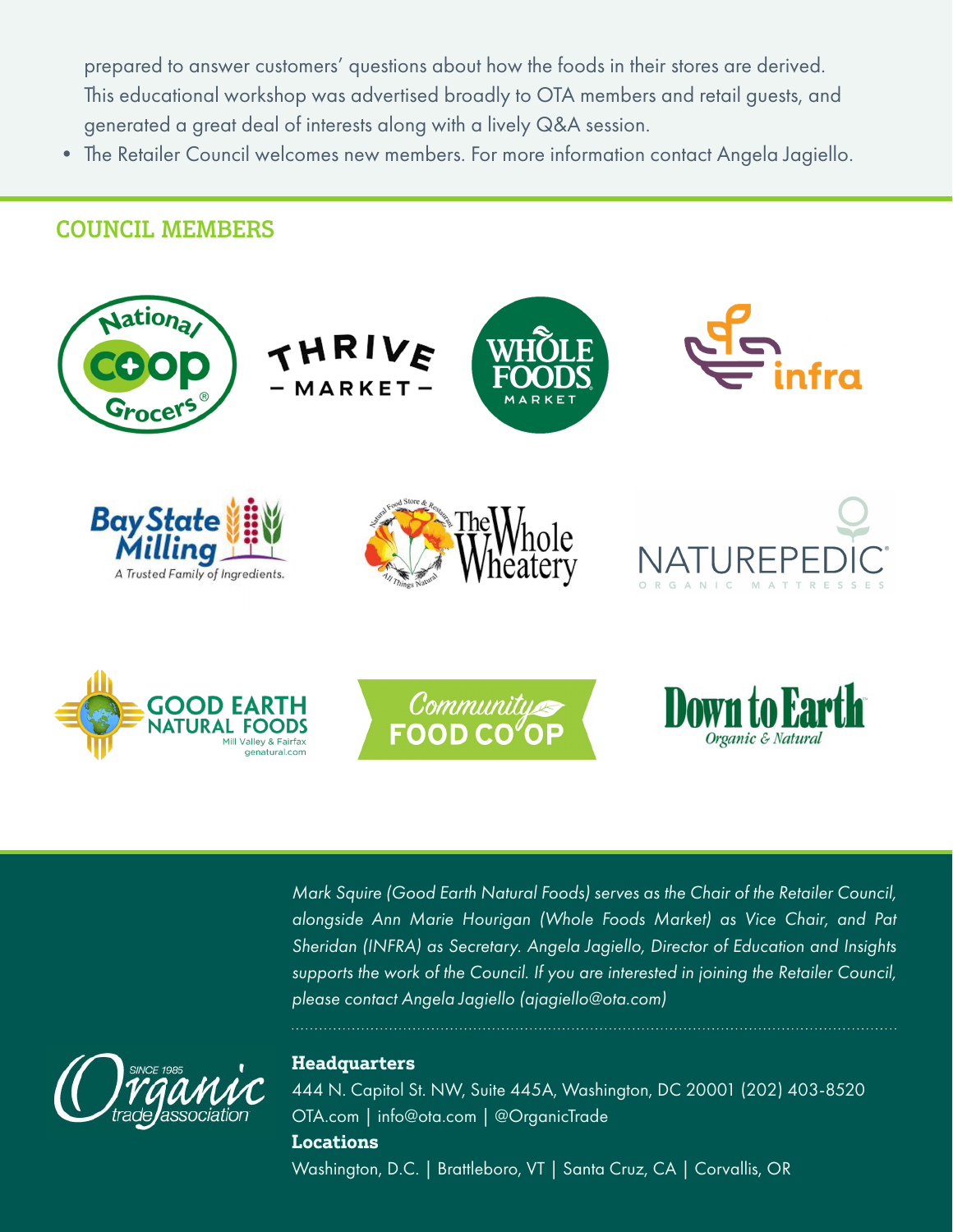prepared to answer customers' questions about how the foods in their stores are derived. This educational workshop was advertised broadly to OTA members and retail guests, and generated a great deal of interests along with a lively Q&A session.

- The Retailer Council welcomes new members. For more information contact Angela Jagiello.

## COUNCIL MEMBERS

National Co+op Grocers®

Thrive Market

Whole Foods Market

infra

Bay State Milling — A Trusted Family of Ingredients.

The Whole Wheatery — Natural Food Store & Restaurant — All Things Natural

Naturepedic® Organic Mattresses

Good Earth Natural Foods — Mill Valley & Fairfax — genatural.com

Community Food Co-op

Down to Earth — Organic & Natural

*Mark Squire (Good Earth Natural Foods) serves as the Chair of the Retailer Council, alongside Ann Marie Hourigan (Whole Foods Market) as Vice Chair, and Pat Sheridan (INFRA) as Secretary. Angela Jagiello, Director of Education and Insights supports the work of the Council. If you are interested in joining the Retailer Council, please contact Angela Jagiello (ajagiello@ota.com)*

Organic Trade Association — Since 1985

**Headquarters**

444 N. Capitol St. NW, Suite 445A, Washington, DC 20001 (202) 403-8520

OTA.com | info@ota.com | @OrganicTrade

**Locations**

Washington, D.C. | Brattleboro, VT | Santa Cruz, CA | Corvallis, OR